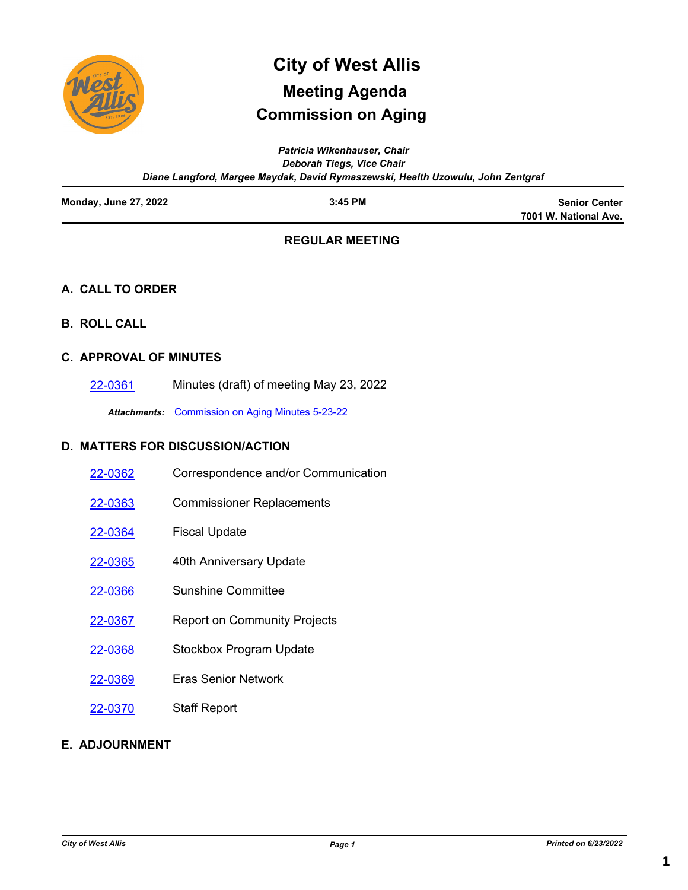# City of West Allis

## Meeting Agenda

## Commission on Aging

*Patricia Wikenhauser, Chair*
*Deborah Tiegs, Vice Chair*
*Diane Langford, Margee Maydak, David Rymaszewski, Health Uzowulu, John Zentgraf*

**Monday, June 27, 2022** | **3:45 PM** | **Senior Center 7001 W. National Ave.**

### REGULAR MEETING

### A. CALL TO ORDER

### B. ROLL CALL

### C. APPROVAL OF MINUTES

22-0361 Minutes (draft) of meeting May 23, 2022

***Attachments:*** Commission on Aging Minutes 5-23-22

### D. MATTERS FOR DISCUSSION/ACTION

22-0362 Correspondence and/or Communication

22-0363 Commissioner Replacements

22-0364 Fiscal Update

22-0365 40th Anniversary Update

22-0366 Sunshine Committee

22-0367 Report on Community Projects

22-0368 Stockbox Program Update

22-0369 Eras Senior Network

22-0370 Staff Report

### E. ADJOURNMENT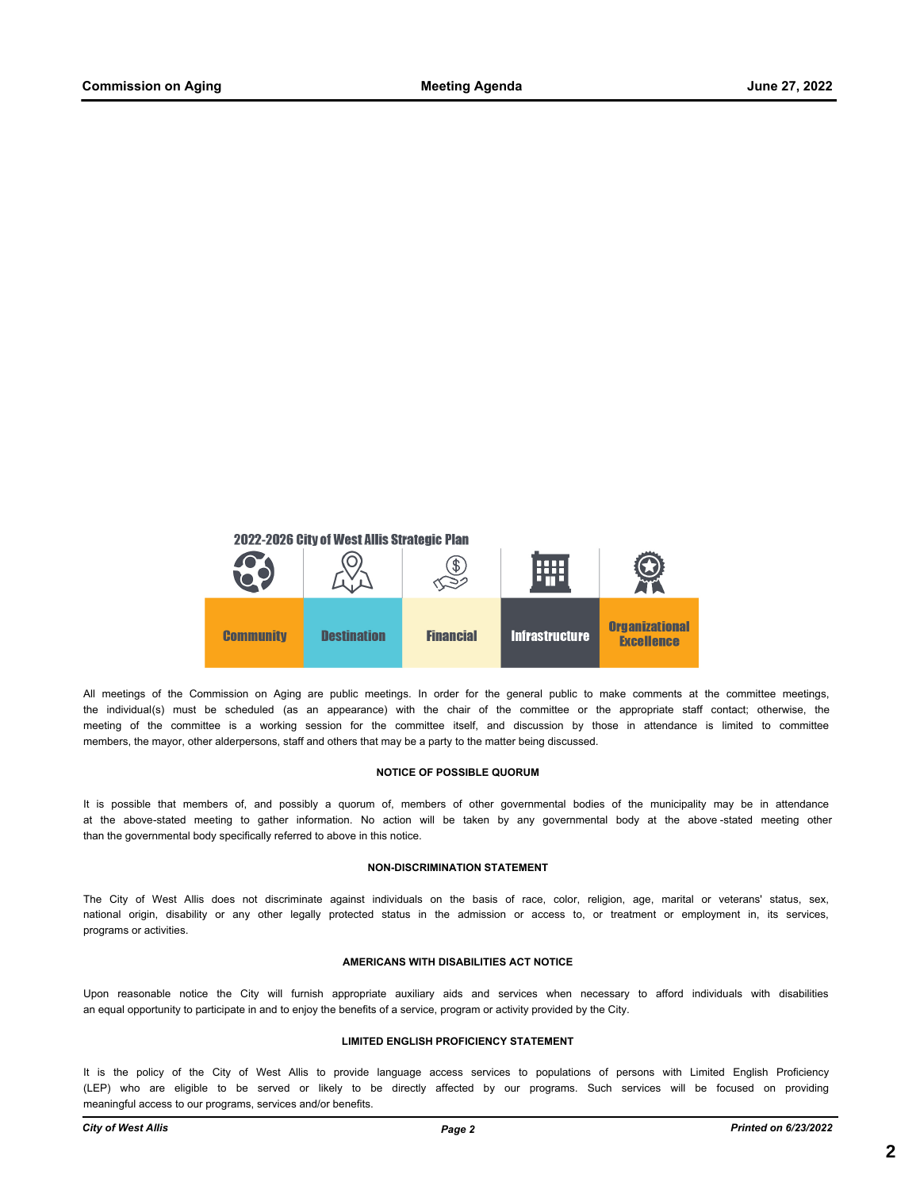2022-2026 City of West Allis Strategic Plan

| Community | Destination | Financial | Infrastructure | Organizational Excellence |
|---|---|---|---|---|

All meetings of the Commission on Aging are public meetings. In order for the general public to make comments at the committee meetings, the individual(s) must be scheduled (as an appearance) with the chair of the committee or the appropriate staff contact; otherwise, the meeting of the committee is a working session for the committee itself, and discussion by those in attendance is limited to committee members, the mayor, other alderpersons, staff and others that may be a party to the matter being discussed.

**NOTICE OF POSSIBLE QUORUM**

It is possible that members of, and possibly a quorum of, members of other governmental bodies of the municipality may be in attendance at the above-stated meeting to gather information. No action will be taken by any governmental body at the above-stated meeting other than the governmental body specifically referred to above in this notice.

**NON-DISCRIMINATION STATEMENT**

The City of West Allis does not discriminate against individuals on the basis of race, color, religion, age, marital or veterans' status, sex, national origin, disability or any other legally protected status in the admission or access to, or treatment or employment in, its services, programs or activities.

**AMERICANS WITH DISABILITIES ACT NOTICE**

Upon reasonable notice the City will furnish appropriate auxiliary aids and services when necessary to afford individuals with disabilities an equal opportunity to participate in and to enjoy the benefits of a service, program or activity provided by the City.

**LIMITED ENGLISH PROFICIENCY STATEMENT**

It is the policy of the City of West Allis to provide language access services to populations of persons with Limited English Proficiency (LEP) who are eligible to be served or likely to be directly affected by our programs. Such services will be focused on providing meaningful access to our programs, services and/or benefits.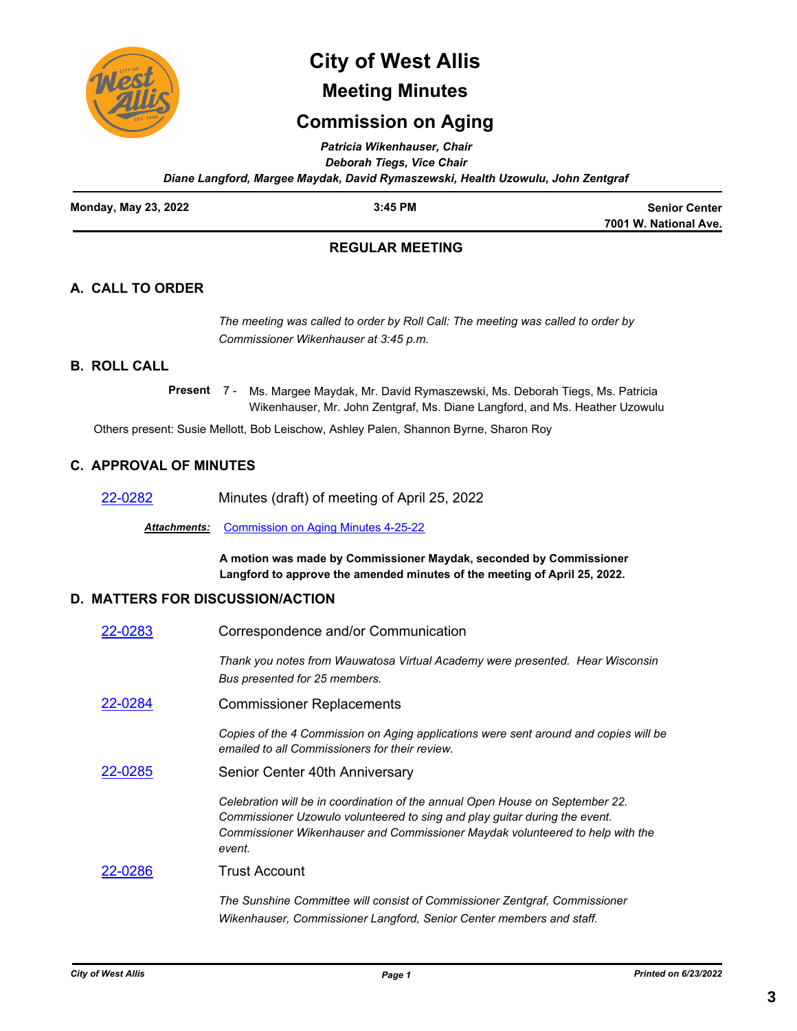# City of West Allis

## Meeting Minutes

## Commission on Aging

*Patricia Wikenhauser, Chair*
*Deborah Tiegs, Vice Chair*
*Diane Langford, Margee Maydak, David Rymaszewski, Health Uzowulu, John Zentgraf*

**Monday, May 23, 2022** | **3:45 PM** | **Senior Center 7001 W. National Ave.**

### REGULAR MEETING

## A. CALL TO ORDER

*The meeting was called to order by Roll Call: The meeting was called to order by Commissioner Wikenhauser at 3:45 p.m.*

## B. ROLL CALL

**Present** 7 - Ms. Margee Maydak, Mr. David Rymaszewski, Ms. Deborah Tiegs, Ms. Patricia Wikenhauser, Mr. John Zentgraf, Ms. Diane Langford, and Ms. Heather Uzowulu

Others present: Susie Mellott, Bob Leischow, Ashley Palen, Shannon Byrne, Sharon Roy

## C. APPROVAL OF MINUTES

22-0282 Minutes (draft) of meeting of April 25, 2022

***Attachments:*** Commission on Aging Minutes 4-25-22

**A motion was made by Commissioner Maydak, seconded by Commissioner Langford to approve the amended minutes of the meeting of April 25, 2022.**

## D. MATTERS FOR DISCUSSION/ACTION

22-0283 Correspondence and/or Communication

*Thank you notes from Wauwatosa Virtual Academy were presented. Hear Wisconsin Bus presented for 25 members.*

22-0284 Commissioner Replacements

*Copies of the 4 Commission on Aging applications were sent around and copies will be emailed to all Commissioners for their review.*

22-0285 Senior Center 40th Anniversary

*Celebration will be in coordination of the annual Open House on September 22. Commissioner Uzowulo volunteered to sing and play guitar during the event. Commissioner Wikenhauser and Commissioner Maydak volunteered to help with the event.*

22-0286 Trust Account

*The Sunshine Committee will consist of Commissioner Zentgraf, Commissioner Wikenhauser, Commissioner Langford, Senior Center members and staff.*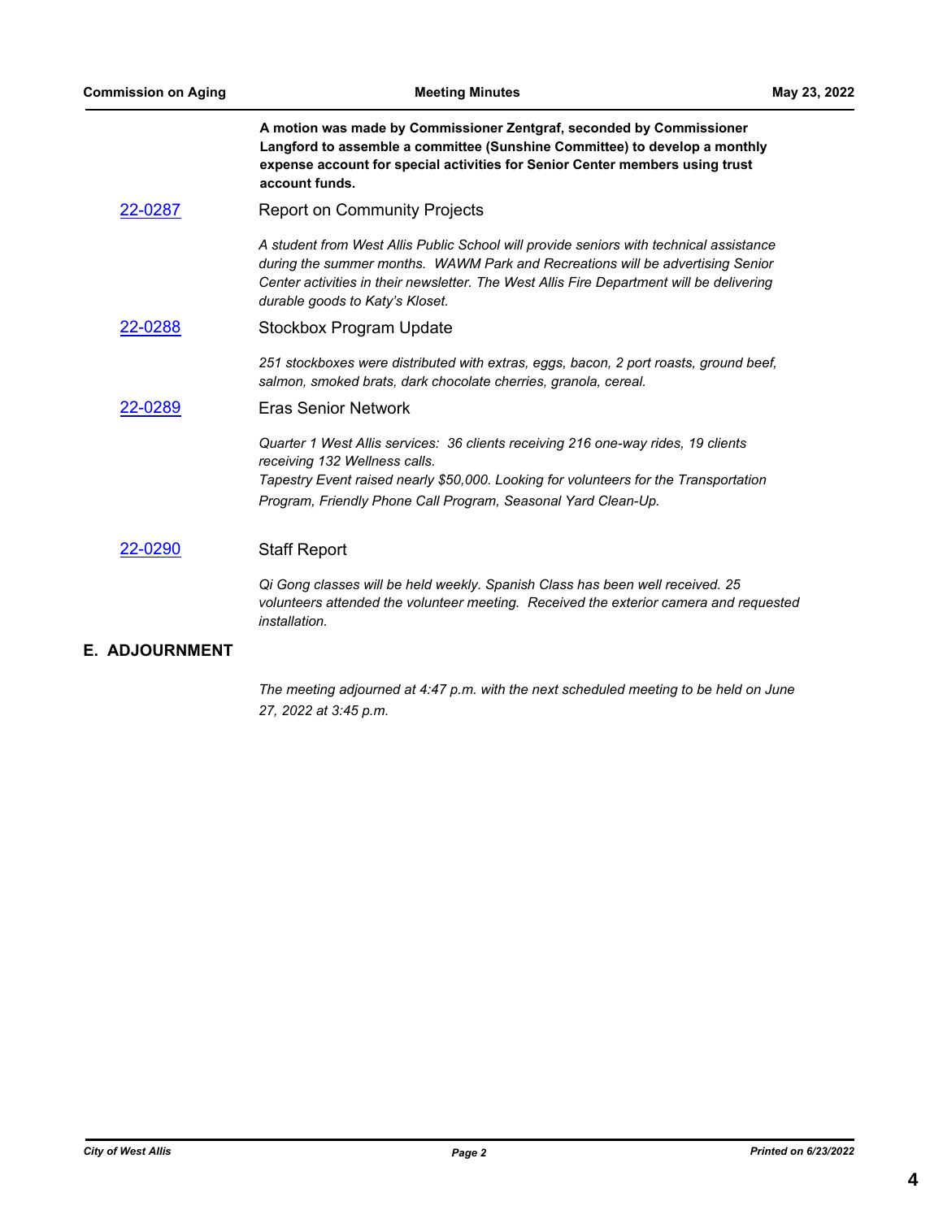**A motion was made by Commissioner Zentgraf, seconded by Commissioner Langford to assemble a committee (Sunshine Committee) to develop a monthly expense account for special activities for Senior Center members using trust account funds.**

[22-0287] Report on Community Projects

*A student from West Allis Public School will provide seniors with technical assistance during the summer months. WAWM Park and Recreations will be advertising Senior Center activities in their newsletter. The West Allis Fire Department will be delivering durable goods to Katy's Kloset.*

[22-0288] Stockbox Program Update

*251 stockboxes were distributed with extras, eggs, bacon, 2 port roasts, ground beef, salmon, smoked brats, dark chocolate cherries, granola, cereal.*

[22-0289] Eras Senior Network

*Quarter 1 West Allis services: 36 clients receiving 216 one-way rides, 19 clients receiving 132 Wellness calls.*
*Tapestry Event raised nearly $50,000. Looking for volunteers for the Transportation Program, Friendly Phone Call Program, Seasonal Yard Clean-Up.*

[22-0290] Staff Report

*Qi Gong classes will be held weekly. Spanish Class has been well received. 25 volunteers attended the volunteer meeting. Received the exterior camera and requested installation.*

## E. ADJOURNMENT

*The meeting adjourned at 4:47 p.m. with the next scheduled meeting to be held on June 27, 2022 at 3:45 p.m.*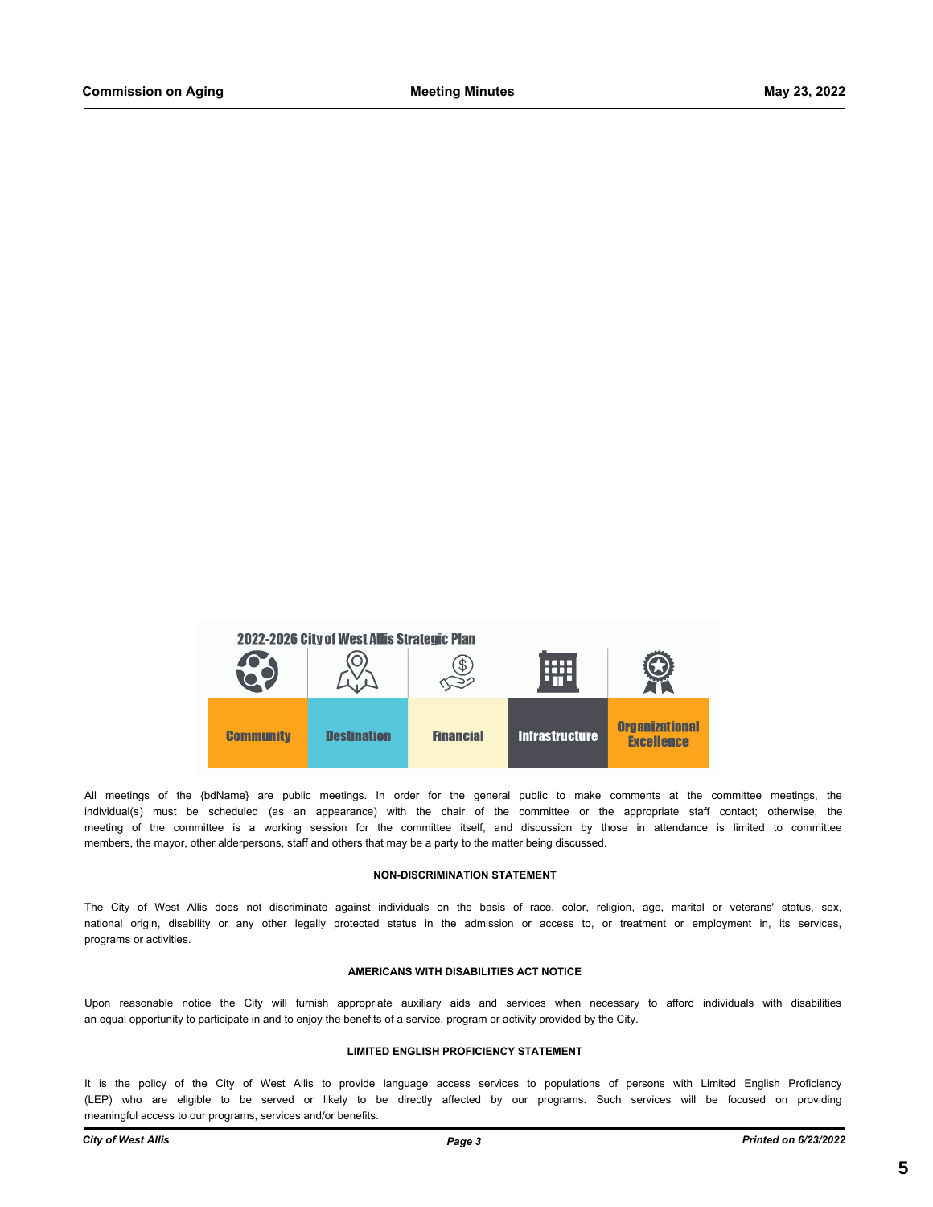2022-2026 City of West Allis Strategic Plan

Community

Destination

Financial

Infrastructure

Organizational Excellence

All meetings of the {bdName} are public meetings. In order for the general public to make comments at the committee meetings, the individual(s) must be scheduled (as an appearance) with the chair of the committee or the appropriate staff contact; otherwise, the meeting of the committee is a working session for the committee itself, and discussion by those in attendance is limited to committee members, the mayor, other alderpersons, staff and others that may be a party to the matter being discussed.

**NON-DISCRIMINATION STATEMENT**

The City of West Allis does not discriminate against individuals on the basis of race, color, religion, age, marital or veterans' status, sex, national origin, disability or any other legally protected status in the admission or access to, or treatment or employment in, its services, programs or activities.

**AMERICANS WITH DISABILITIES ACT NOTICE**

Upon reasonable notice the City will furnish appropriate auxiliary aids and services when necessary to afford individuals with disabilities an equal opportunity to participate in and to enjoy the benefits of a service, program or activity provided by the City.

**LIMITED ENGLISH PROFICIENCY STATEMENT**

It is the policy of the City of West Allis to provide language access services to populations of persons with Limited English Proficiency (LEP) who are eligible to be served or likely to be directly affected by our programs. Such services will be focused on providing meaningful access to our programs, services and/or benefits.